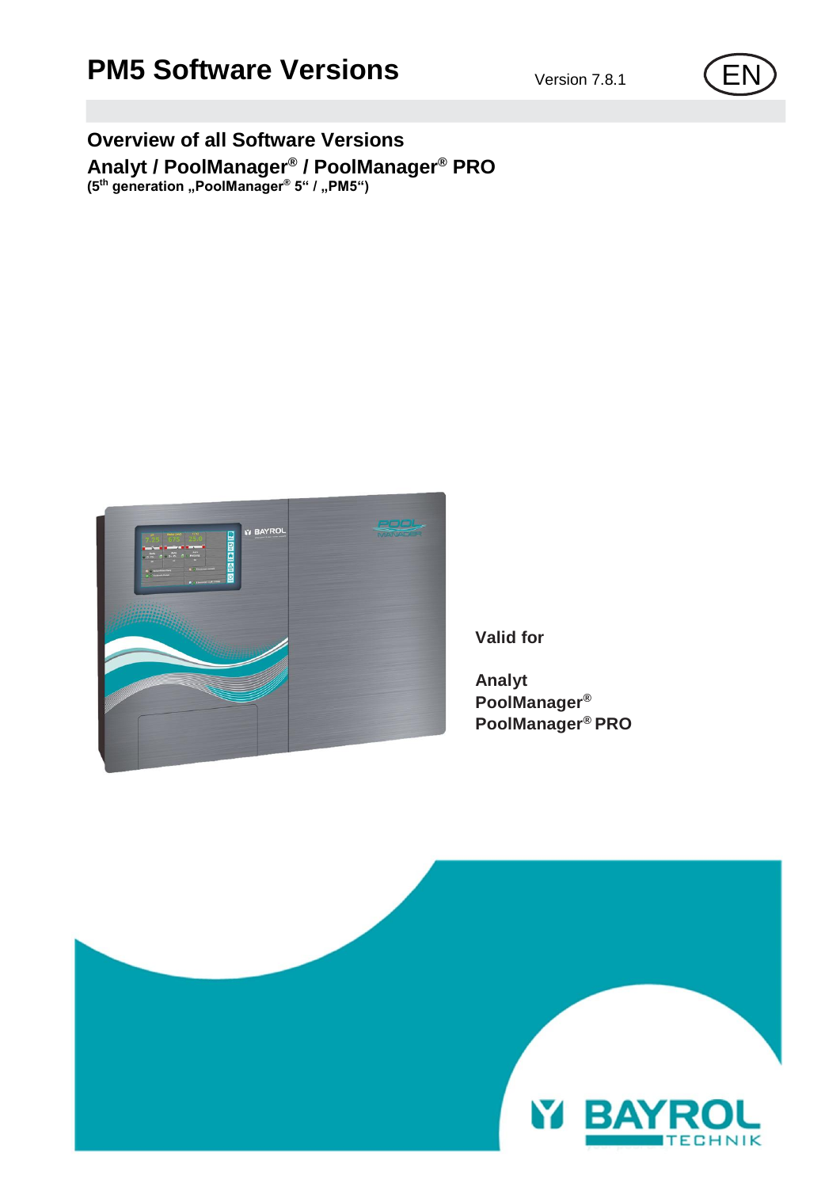# PM5 Software Versions

Version 7.8.1

EN

## Overview of all Software Versions

## Analyt / PoolManager® / PoolManager® PRO

**(5th generation „PoolManager® 5“ / „PM5“)**

**Valid for**

**Analyt**
**PoolManager®**
**PoolManager® PRO**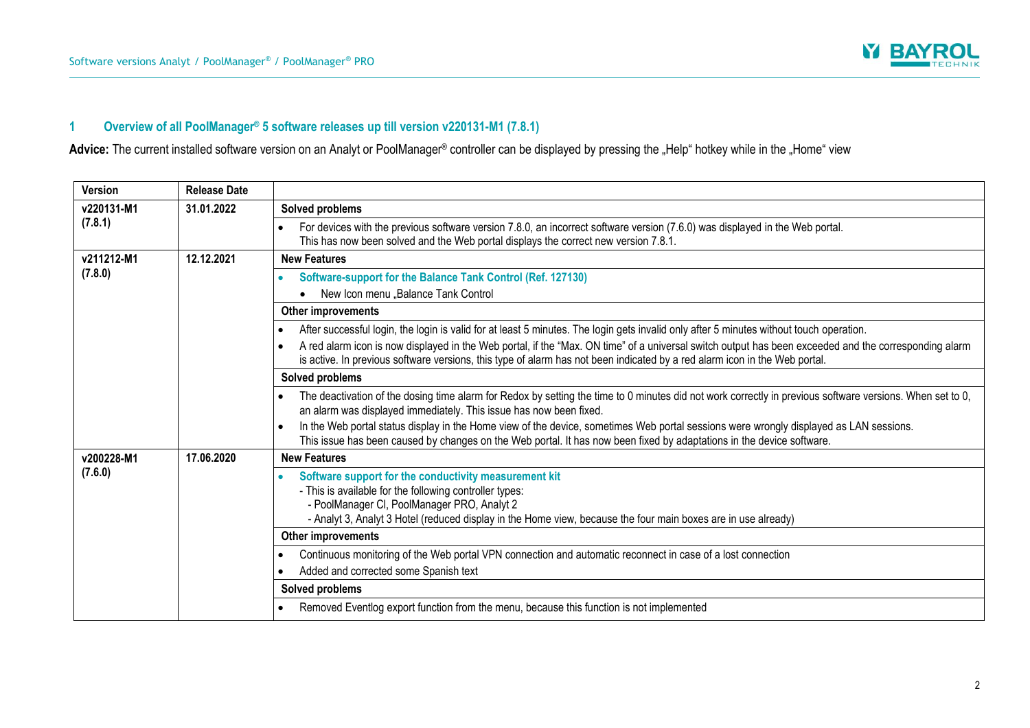## 1 Overview of all PoolManager® 5 software releases up till version v220131-M1 (7.8.1)

**Advice:** The current installed software version on an Analyt or PoolManager® controller can be displayed by pressing the „Help“ hotkey while in the „Home“ view

| Version | Release Date | |
|---|---|---|
| **v220131-M1 (7.8.1)** | **31.01.2022** | **Solved problems** |
| | | • For devices with the previous software version 7.8.0, an incorrect software version (7.6.0) was displayed in the Web portal. This has now been solved and the Web portal displays the correct new version 7.8.1. |
| **v211212-M1 (7.8.0)** | **12.12.2021** | **New Features** |
| | | • **Software-support for the Balance Tank Control (Ref. 127130)**<br>• New Icon menu „Balance Tank Control |
| | | **Other improvements** |
| | | • After successful login, the login is valid for at least 5 minutes. The login gets invalid only after 5 minutes without touch operation.<br>• A red alarm icon is now displayed in the Web portal, if the “Max. ON time” of a universal switch output has been exceeded and the corresponding alarm is active. In previous software versions, this type of alarm has not been indicated by a red alarm icon in the Web portal. |
| | | **Solved problems** |
| | | • The deactivation of the dosing time alarm for Redox by setting the time to 0 minutes did not work correctly in previous software versions. When set to 0, an alarm was displayed immediately. This issue has now been fixed.<br>• In the Web portal status display in the Home view of the device, sometimes Web portal sessions were wrongly displayed as LAN sessions. This issue has been caused by changes on the Web portal. It has now been fixed by adaptations in the device software. |
| **v200228-M1 (7.6.0)** | **17.06.2020** | **New Features** |
| | | • **Software support for the conductivity measurement kit**<br>- This is available for the following controller types:<br>- PoolManager Cl, PoolManager PRO, Analyt 2<br>- Analyt 3, Analyt 3 Hotel (reduced display in the Home view, because the four main boxes are in use already) |
| | | **Other improvements** |
| | | • Continuous monitoring of the Web portal VPN connection and automatic reconnect in case of a lost connection<br>• Added and corrected some Spanish text |
| | | **Solved problems** |
| | | • Removed Eventlog export function from the menu, because this function is not implemented |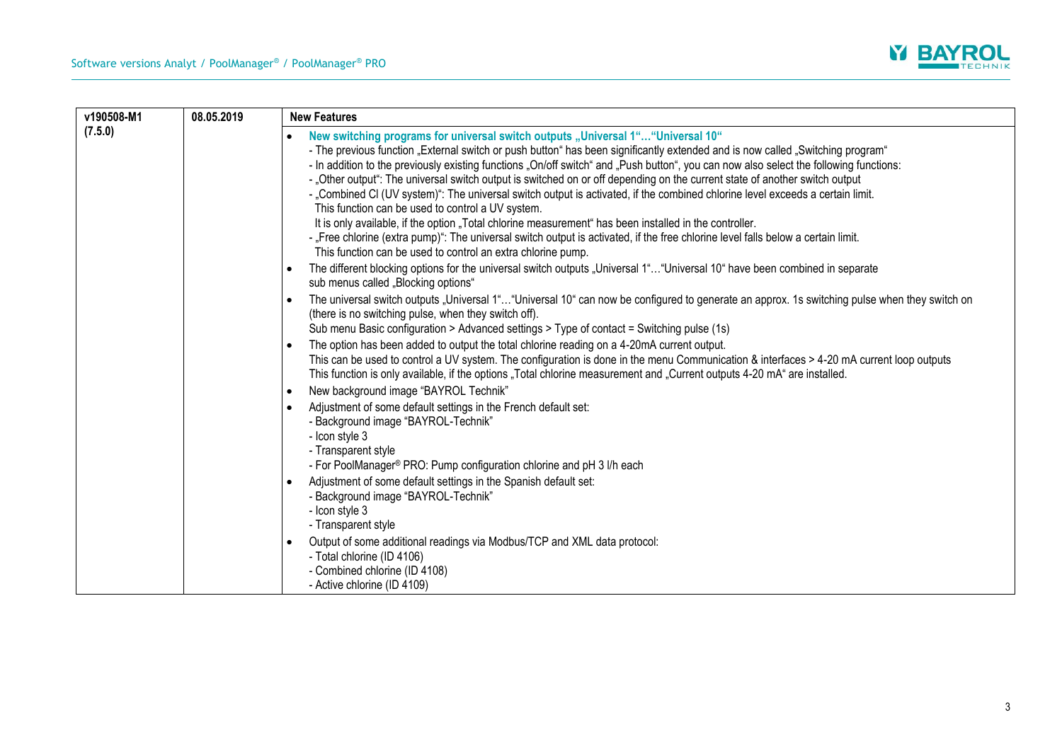| v190508-M1 (7.5.0) | 08.05.2019 | **New Features** |
|---|---|---|
| | | • **New switching programs for universal switch outputs „Universal 1"…"Universal 10"**<br>- The previous function „External switch or push button" has been significantly extended and is now called „Switching program"<br>- In addition to the previously existing functions „On/off switch" and „Push button", you can now also select the following functions:<br>- „Other output": The universal switch output is switched on or off depending on the current state of another switch output<br>- „Combined Cl (UV system)": The universal switch output is activated, if the combined chlorine level exceeds a certain limit. This function can be used to control a UV system. It is only available, if the option „Total chlorine measurement" has been installed in the controller.<br>- „Free chlorine (extra pump)": The universal switch output is activated, if the free chlorine level falls below a certain limit. This function can be used to control an extra chlorine pump.<br>• The different blocking options for the universal switch outputs „Universal 1"…"Universal 10" have been combined in separate sub menus called „Blocking options"<br>• The universal switch outputs „Universal 1"…"Universal 10" can now be configured to generate an approx. 1s switching pulse when they switch on (there is no switching pulse, when they switch off).<br>Sub menu Basic configuration > Advanced settings > Type of contact = Switching pulse (1s)<br>• The option has been added to output the total chlorine reading on a 4-20mA current output.<br>This can be used to control a UV system. The configuration is done in the menu Communication & interfaces > 4-20 mA current loop outputs<br>This function is only available, if the options „Total chlorine measurement and „Current outputs 4-20 mA" are installed.<br>• New background image "BAYROL Technik"<br>• Adjustment of some default settings in the French default set:<br>- Background image "BAYROL-Technik"<br>- Icon style 3<br>- Transparent style<br>- For PoolManager® PRO: Pump configuration chlorine and pH 3 l/h each<br>• Adjustment of some default settings in the Spanish default set:<br>- Background image "BAYROL-Technik"<br>- Icon style 3<br>- Transparent style<br>• Output of some additional readings via Modbus/TCP and XML data protocol:<br>- Total chlorine (ID 4106)<br>- Combined chlorine (ID 4108)<br>- Active chlorine (ID 4109) |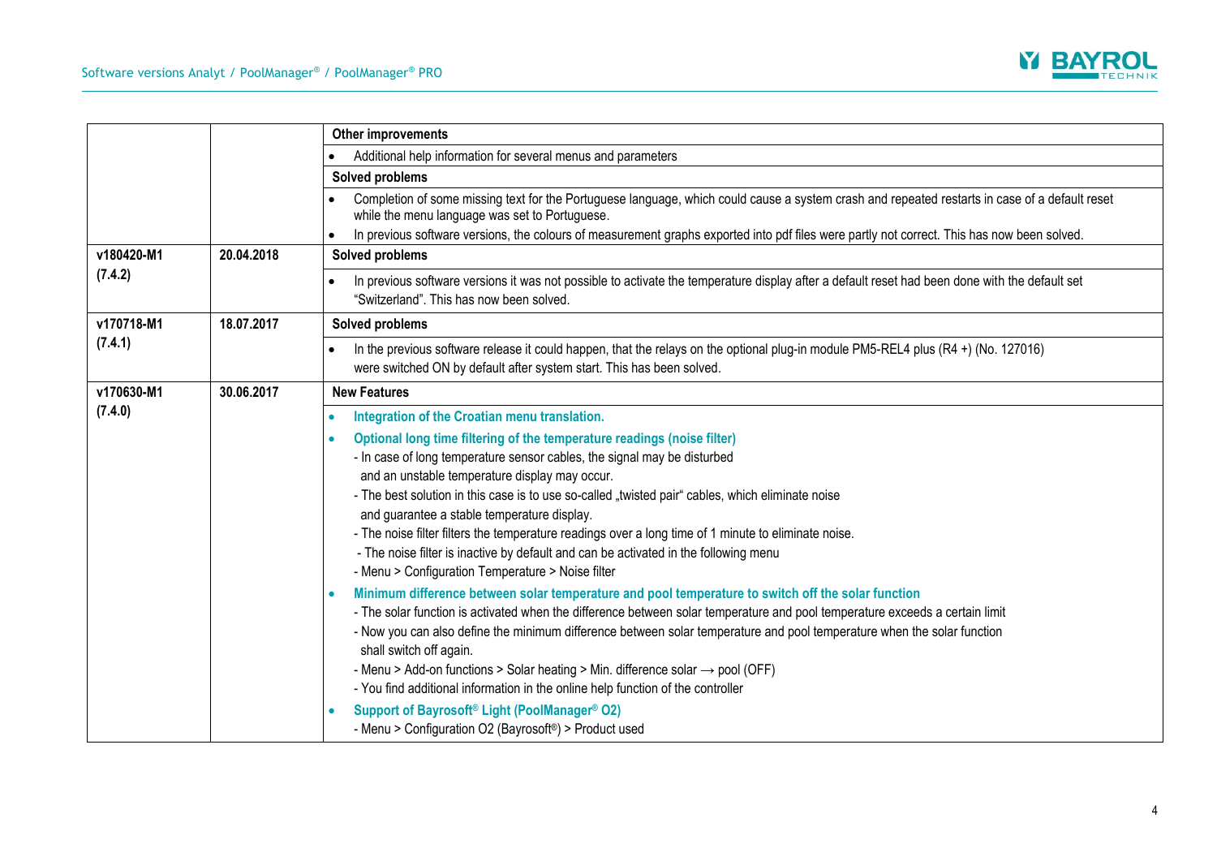| | | |
|---|---|---|
| | | **Other improvements** |
| | | • Additional help information for several menus and parameters |
| | | **Solved problems** |
| | | • Completion of some missing text for the Portuguese language, which could cause a system crash and repeated restarts in case of a default reset while the menu language was set to Portuguese.<br>• In previous software versions, the colours of measurement graphs exported into pdf files were partly not correct. This has now been solved. |
| **v180420-M1 (7.4.2)** | **20.04.2018** | **Solved problems** |
| | | • In previous software versions it was not possible to activate the temperature display after a default reset had been done with the default set "Switzerland". This has now been solved. |
| **v170718-M1 (7.4.1)** | **18.07.2017** | **Solved problems** |
| | | • In the previous software release it could happen, that the relays on the optional plug-in module PM5-REL4 plus (R4 +) (No. 127016) were switched ON by default after system start. This has been solved. |
| **v170630-M1 (7.4.0)** | **30.06.2017** | **New Features** |
| | | • **Integration of the Croatian menu translation.**<br>• **Optional long time filtering of the temperature readings (noise filter)**<br>- In case of long temperature sensor cables, the signal may be disturbed and an unstable temperature display may occur.<br>- The best solution in this case is to use so-called „twisted pair" cables, which eliminate noise and guarantee a stable temperature display.<br>- The noise filter filters the temperature readings over a long time of 1 minute to eliminate noise.<br>- The noise filter is inactive by default and can be activated in the following menu<br>- Menu > Configuration Temperature > Noise filter<br>• **Minimum difference between solar temperature and pool temperature to switch off the solar function**<br>- The solar function is activated when the difference between solar temperature and pool temperature exceeds a certain limit<br>- Now you can also define the minimum difference between solar temperature and pool temperature when the solar function shall switch off again.<br>- Menu > Add-on functions > Solar heating > Min. difference solar → pool (OFF)<br>- You find additional information in the online help function of the controller<br>• **Support of Bayrosoft® Light (PoolManager® O2)**<br>- Menu > Configuration O2 (Bayrosoft®) > Product used |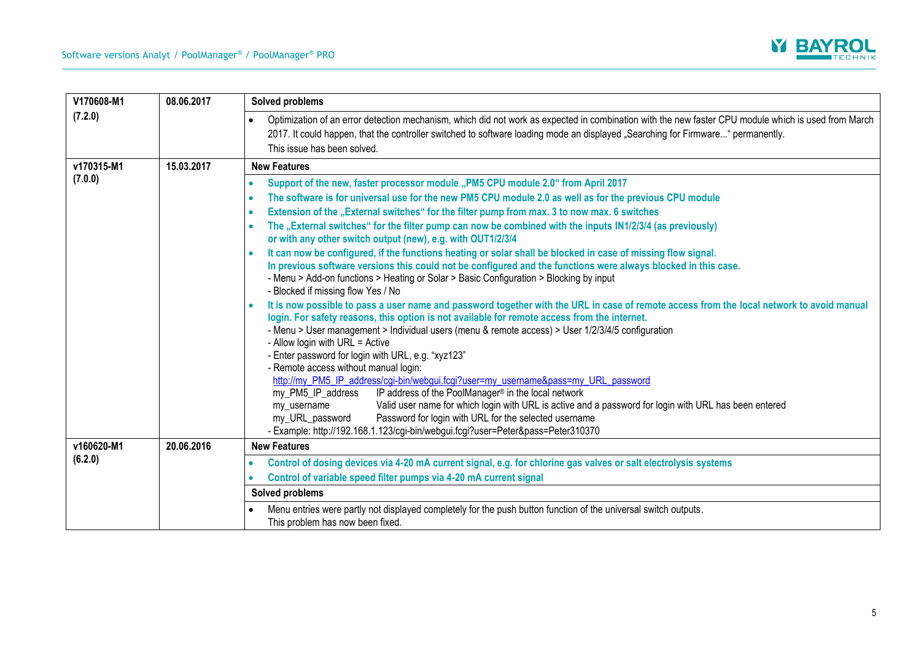| Version | Date | Changes |
|---|---|---|
| **V170608-M1 (7.2.0)** | **08.06.2017** | **Solved problems**<br>• Optimization of an error detection mechanism, which did not work as expected in combination with the new faster CPU module which is used from March 2017. It could happen, that the controller switched to software loading mode an displayed „Searching for Firmware...“ permanently.<br>This issue has been solved. |
| **v170315-M1 (7.0.0)** | **15.03.2017** | **New Features**<br>• **Support of the new, faster processor module „PM5 CPU module 2.0“ from April 2017**<br>• **The software is for universal use for the new PM5 CPU module 2.0 as well as for the previous CPU module**<br>• **Extension of the „External switches“ for the filter pump from max. 3 to now max. 6 switches**<br>• **The „External switches“ for the filter pump can now be combined with the inputs IN1/2/3/4 (as previously) or with any other switch output (new), e.g. with OUT1/2/3/4**<br>• **It can now be configured, if the functions heating or solar shall be blocked in case of missing flow signal. In previous software versions this could not be configured and the functions were always blocked in this case.**<br>- Menu > Add-on functions > Heating or Solar > Basic Configuration > Blocking by input<br>- Blocked if missing flow Yes / No<br>• **It is now possible to pass a user name and password together with the URL in case of remote access from the local network to avoid manual login. For safety reasons, this option is not available for remote access from the internet.**<br>- Menu > User management > Individual users (menu & remote access) > User 1/2/3/4/5 configuration<br>- Allow login with URL = Active<br>- Enter password for login with URL, e.g. “xyz123”<br>- Remote access without manual login:<br>http://my_PM5_IP_address/cgi-bin/webgui.fcgi?user=my_username&pass=my_URL_password<br>my_PM5_IP_address IP address of the PoolManager® in the local network<br>my_username Valid user name for which login with URL is active and a password for login with URL has been entered<br>my_URL_password Password for login with URL for the selected username<br>- Example: http://192.168.1.123/cgi-bin/webgui.fcgi?user=Peter&pass=Peter310370 |
| **v160620-M1 (6.2.0)** | **20.06.2016** | **New Features**<br>• **Control of dosing devices via 4-20 mA current signal, e.g. for chlorine gas valves or salt electrolysis systems**<br>• **Control of variable speed filter pumps via 4-20 mA current signal**<br>**Solved problems**<br>• Menu entries were partly not displayed completely for the push button function of the universal switch outputs.<br>This problem has now been fixed. |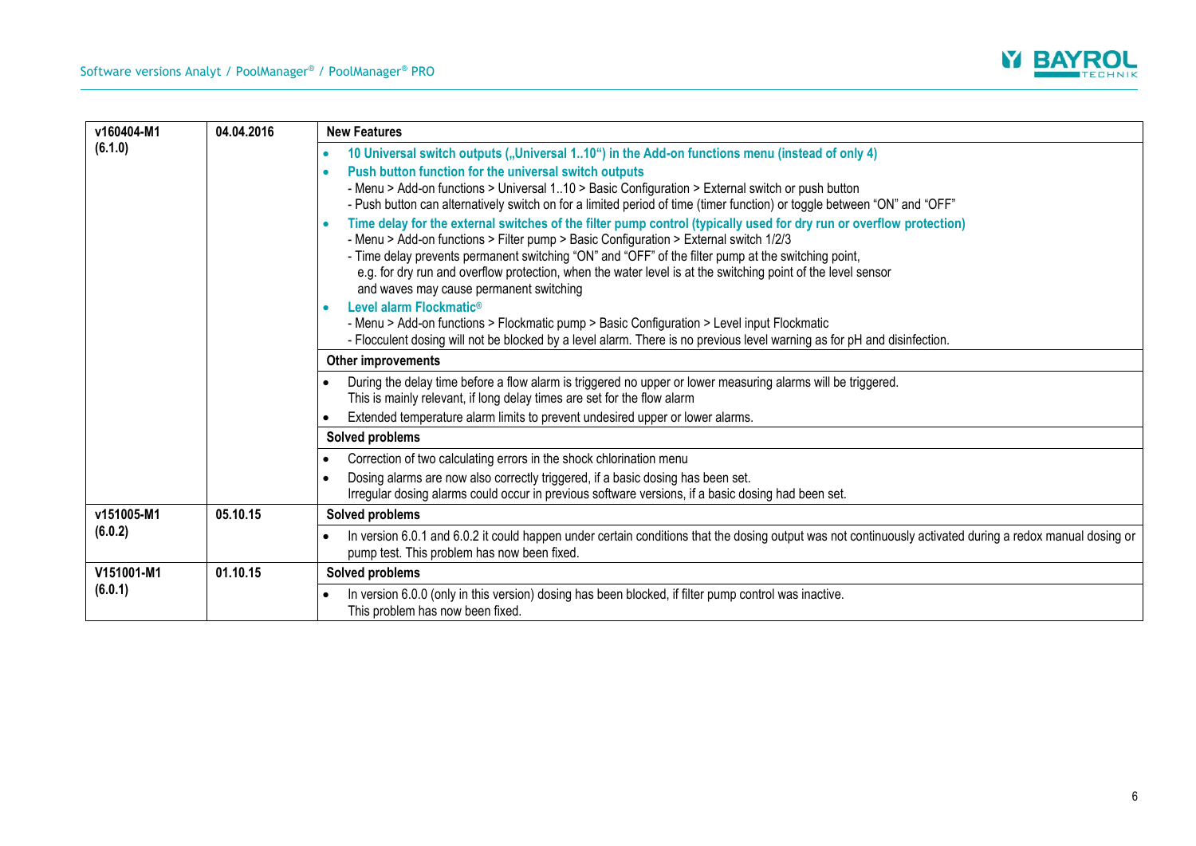| | | |
|---|---|---|
| **v160404-M1** **(6.1.0)** | **04.04.2016** | **New Features**<br>• **10 Universal switch outputs („Universal 1..10") in the Add-on functions menu (instead of only 4)**<br>• **Push button function for the universal switch outputs**<br>- Menu > Add-on functions > Universal 1..10 > Basic Configuration > External switch or push button<br>- Push button can alternatively switch on for a limited period of time (timer function) or toggle between "ON" and "OFF"<br>• **Time delay for the external switches of the filter pump control (typically used for dry run or overflow protection)**<br>- Menu > Add-on functions > Filter pump > Basic Configuration > External switch 1/2/3<br>- Time delay prevents permanent switching "ON" and "OFF" of the filter pump at the switching point, e.g. for dry run and overflow protection, when the water level is at the switching point of the level sensor and waves may cause permanent switching<br>• **Level alarm Flockmatic®**<br>- Menu > Add-on functions > Flockmatic pump > Basic Configuration > Level input Flockmatic<br>- Flocculent dosing will not be blocked by a level alarm. There is no previous level warning as for pH and disinfection.<br>**Other improvements**<br>• During the delay time before a flow alarm is triggered no upper or lower measuring alarms will be triggered. This is mainly relevant, if long delay times are set for the flow alarm<br>• Extended temperature alarm limits to prevent undesired upper or lower alarms.<br>**Solved problems**<br>• Correction of two calculating errors in the shock chlorination menu<br>• Dosing alarms are now also correctly triggered, if a basic dosing has been set. Irregular dosing alarms could occur in previous software versions, if a basic dosing had been set. |
| **v151005-M1** **(6.0.2)** | **05.10.15** | **Solved problems**<br>• In version 6.0.1 and 6.0.2 it could happen under certain conditions that the dosing output was not continuously activated during a redox manual dosing or pump test. This problem has now been fixed. |
| **V151001-M1** **(6.0.1)** | **01.10.15** | **Solved problems**<br>• In version 6.0.0 (only in this version) dosing has been blocked, if filter pump control was inactive. This problem has now been fixed. |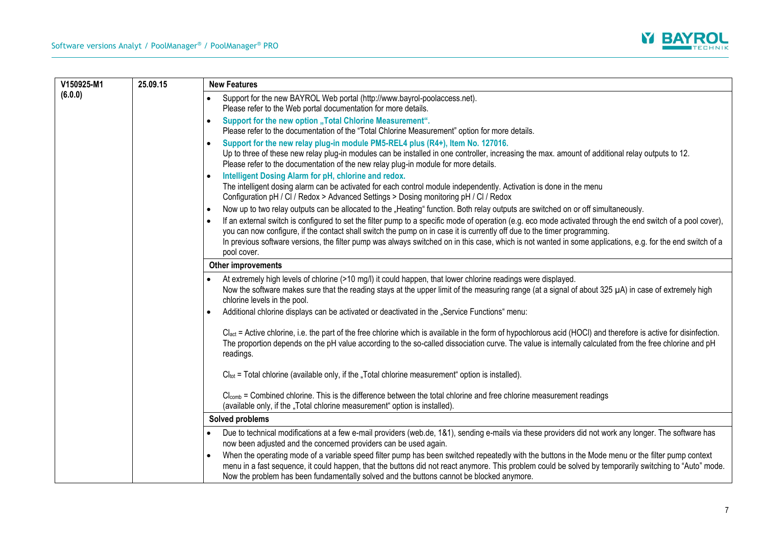| V150925-M1 (6.0.0) | 25.09.15 | **New Features** |
|---|---|---|
| | | • Support for the new BAYROL Web portal (http://www.bayrol-poolaccess.net). Please refer to the Web portal documentation for more details.<br>• **Support for the new option „Total Chlorine Measurement".** Please refer to the documentation of the "Total Chlorine Measurement" option for more details.<br>• **Support for the new relay plug-in module PM5-REL4 plus (R4+), Item No. 127016.** Up to three of these new relay plug-in modules can be installed in one controller, increasing the max. amount of additional relay outputs to 12. Please refer to the documentation of the new relay plug-in module for more details.<br>• **Intelligent Dosing Alarm for pH, chlorine and redox.** The intelligent dosing alarm can be activated for each control module independently. Activation is done in the menu Configuration pH / Cl / Redox > Advanced Settings > Dosing monitoring pH / Cl / Redox<br>• Now up to two relay outputs can be allocated to the „Heating" function. Both relay outputs are switched on or off simultaneously.<br>• If an external switch is configured to set the filter pump to a specific mode of operation (e.g. eco mode activated through the end switch of a pool cover), you can now configure, if the contact shall switch the pump on in case it is currently off due to the timer programming. In previous software versions, the filter pump was always switched on in this case, which is not wanted in some applications, e.g. for the end switch of a pool cover. |
| | | **Other improvements** |
| | | • At extremely high levels of chlorine (>10 mg/l) it could happen, that lower chlorine readings were displayed. Now the software makes sure that the reading stays at the upper limit of the measuring range (at a signal of about 325 µA) in case of extremely high chlorine levels in the pool.<br>• Additional chlorine displays can be activated or deactivated in the „Service Functions" menu:<br><br>$Cl_{act}$ = Active chlorine, i.e. the part of the free chlorine which is available in the form of hypochlorous acid (HOCl) and therefore is active for disinfection. The proportion depends on the pH value according to the so-called dissociation curve. The value is internally calculated from the free chlorine and pH readings.<br><br>$Cl_{tot}$ = Total chlorine (available only, if the „Total chlorine measurement" option is installed).<br><br>$Cl_{comb}$ = Combined chlorine. This is the difference between the total chlorine and free chlorine measurement readings (available only, if the „Total chlorine measurement" option is installed). |
| | | **Solved problems** |
| | | • Due to technical modifications at a few e-mail providers (web.de, 1&1), sending e-mails via these providers did not work any longer. The software has now been adjusted and the concerned providers can be used again.<br>• When the operating mode of a variable speed filter pump has been switched repeatedly with the buttons in the Mode menu or the filter pump context menu in a fast sequence, it could happen, that the buttons did not react anymore. This problem could be solved by temporarily switching to "Auto" mode. Now the problem has been fundamentally solved and the buttons cannot be blocked anymore. |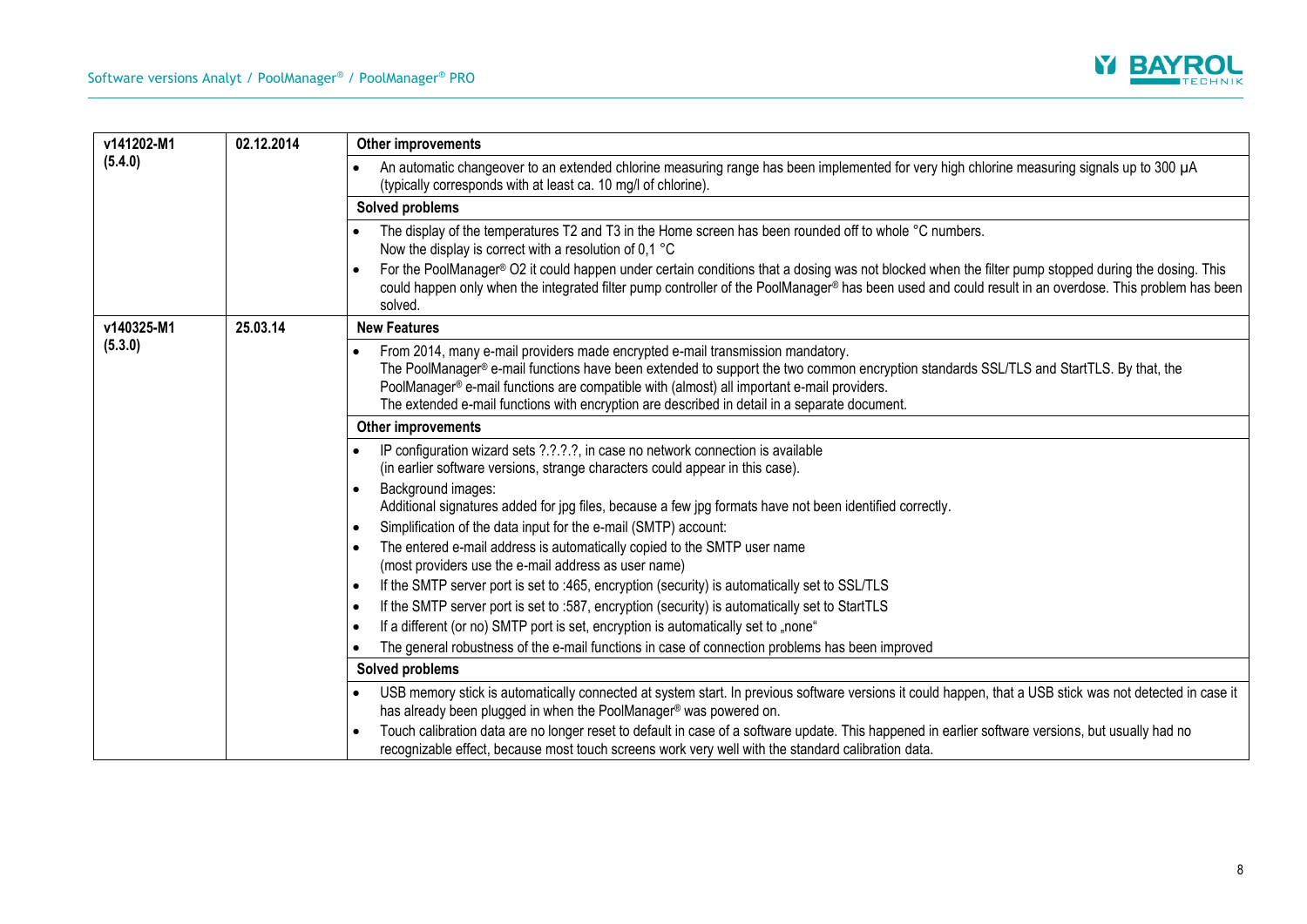| | | |
|---|---|---|
| **v141202-M1 (5.4.0)** | **02.12.2014** | **Other improvements** |
| | | • An automatic changeover to an extended chlorine measuring range has been implemented for very high chlorine measuring signals up to 300 µA (typically corresponds with at least ca. 10 mg/l of chlorine). |
| | | **Solved problems** |
| | | • The display of the temperatures T2 and T3 in the Home screen has been rounded off to whole °C numbers. Now the display is correct with a resolution of 0,1 °C<br>• For the PoolManager® O2 it could happen under certain conditions that a dosing was not blocked when the filter pump stopped during the dosing. This could happen only when the integrated filter pump controller of the PoolManager® has been used and could result in an overdose. This problem has been solved. |
| **v140325-M1 (5.3.0)** | **25.03.14** | **New Features** |
| | | • From 2014, many e-mail providers made encrypted e-mail transmission mandatory. The PoolManager® e-mail functions have been extended to support the two common encryption standards SSL/TLS and StartTLS. By that, the PoolManager® e-mail functions are compatible with (almost) all important e-mail providers. The extended e-mail functions with encryption are described in detail in a separate document. |
| | | **Other improvements** |
| | | • IP configuration wizard sets ?.?.?.?, in case no network connection is available (in earlier software versions, strange characters could appear in this case).<br>• Background images: Additional signatures added for jpg files, because a few jpg formats have not been identified correctly.<br>• Simplification of the data input for the e-mail (SMTP) account:<br>• The entered e-mail address is automatically copied to the SMTP user name (most providers use the e-mail address as user name)<br>• If the SMTP server port is set to :465, encryption (security) is automatically set to SSL/TLS<br>• If the SMTP server port is set to :587, encryption (security) is automatically set to StartTLS<br>• If a different (or no) SMTP port is set, encryption is automatically set to „none“<br>• The general robustness of the e-mail functions in case of connection problems has been improved |
| | | **Solved problems** |
| | | • USB memory stick is automatically connected at system start. In previous software versions it could happen, that a USB stick was not detected in case it has already been plugged in when the PoolManager® was powered on.<br>• Touch calibration data are no longer reset to default in case of a software update. This happened in earlier software versions, but usually had no recognizable effect, because most touch screens work very well with the standard calibration data. |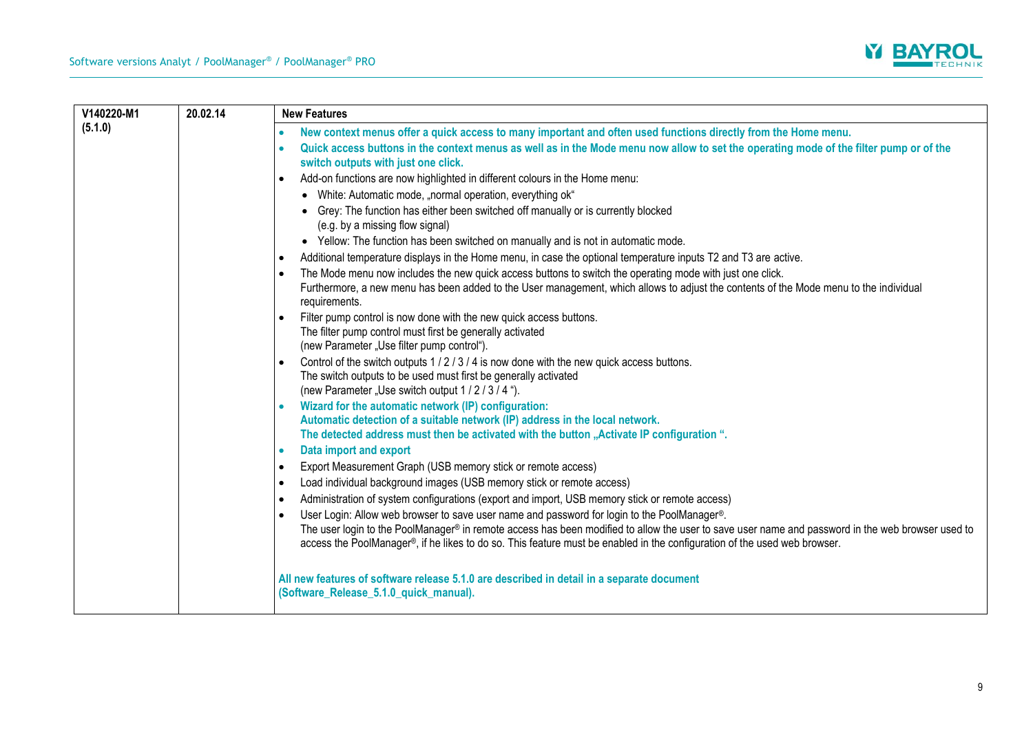| V140220-M1 (5.1.0) | 20.02.14 | **New Features** |
|---|---|---|
| | | • **New context menus offer a quick access to many important and often used functions directly from the Home menu.**<br>• **Quick access buttons in the context menus as well as in the Mode menu now allow to set the operating mode of the filter pump or of the switch outputs with just one click.**<br>• Add-on functions are now highlighted in different colours in the Home menu:<br>  • White: Automatic mode, „normal operation, everything ok"<br>  • Grey: The function has either been switched off manually or is currently blocked (e.g. by a missing flow signal)<br>  • Yellow: The function has been switched on manually and is not in automatic mode.<br>• Additional temperature displays in the Home menu, in case the optional temperature inputs T2 and T3 are active.<br>• The Mode menu now includes the new quick access buttons to switch the operating mode with just one click.<br>Furthermore, a new menu has been added to the User management, which allows to adjust the contents of the Mode menu to the individual requirements.<br>• Filter pump control is now done with the new quick access buttons.<br>The filter pump control must first be generally activated<br>(new Parameter „Use filter pump control").<br>• Control of the switch outputs 1 / 2 / 3 / 4 is now done with the new quick access buttons.<br>The switch outputs to be used must first be generally activated<br>(new Parameter „Use switch output 1 / 2 / 3 / 4 ").<br>• **Wizard for the automatic network (IP) configuration:**<br>**Automatic detection of a suitable network (IP) address in the local network.**<br>**The detected address must then be activated with the button „Activate IP configuration ".**<br>• **Data import and export**<br>• Export Measurement Graph (USB memory stick or remote access)<br>• Load individual background images (USB memory stick or remote access)<br>• Administration of system configurations (export and import, USB memory stick or remote access)<br>• User Login: Allow web browser to save user name and password for login to the PoolManager®.<br>The user login to the PoolManager® in remote access has been modified to allow the user to save user name and password in the web browser used to access the PoolManager®, if he likes to do so. This feature must be enabled in the configuration of the used web browser.<br><br>**All new features of software release 5.1.0 are described in detail in a separate document (Software_Release_5.1.0_quick_manual).** |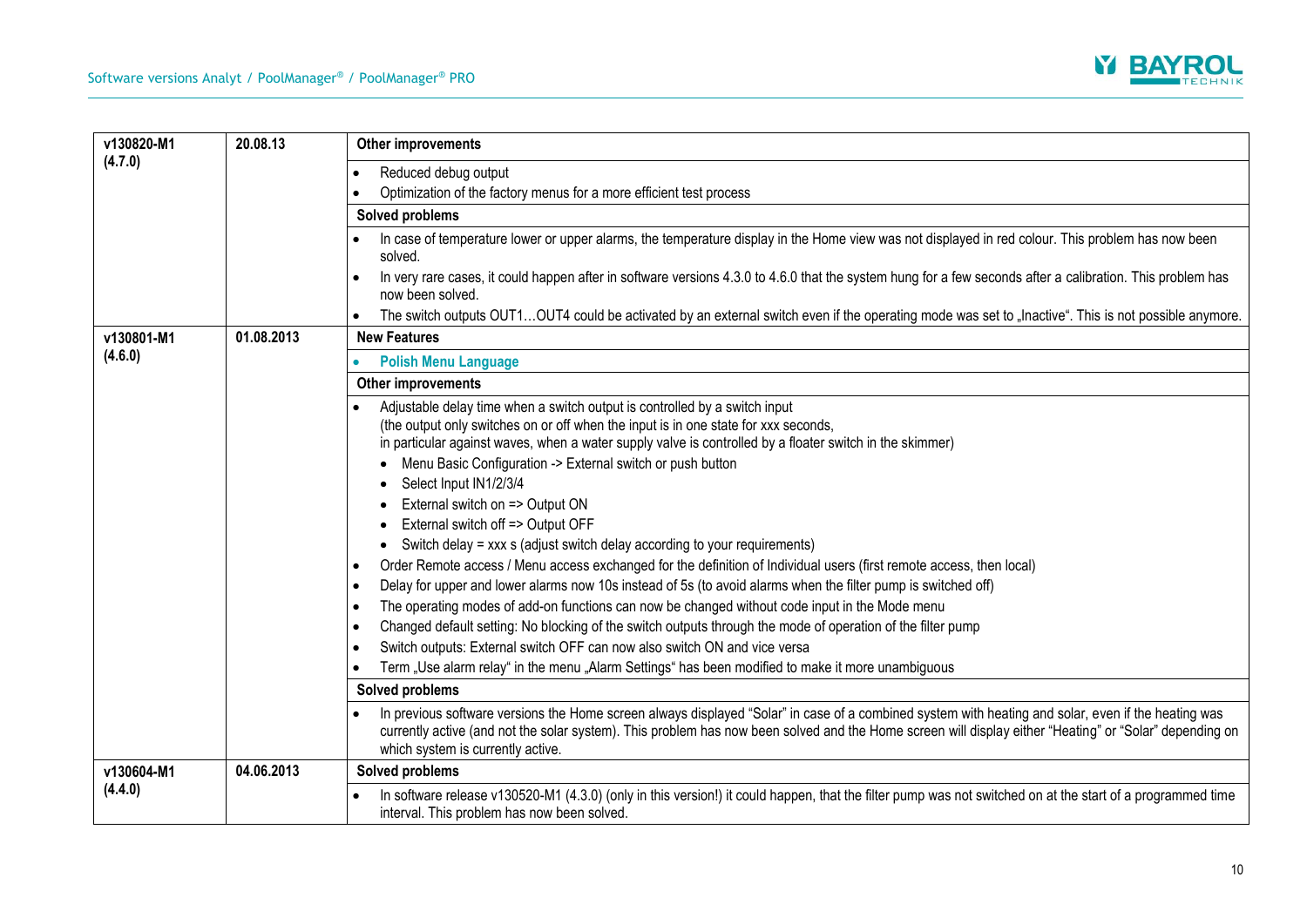| Version | Date | Changes |
|---|---|---|
| **v130820-M1 (4.7.0)** | **20.08.13** | **Other improvements**<br>• Reduced debug output<br>• Optimization of the factory menus for a more efficient test process<br>**Solved problems**<br>• In case of temperature lower or upper alarms, the temperature display in the Home view was not displayed in red colour. This problem has now been solved.<br>• In very rare cases, it could happen after in software versions 4.3.0 to 4.6.0 that the system hung for a few seconds after a calibration. This problem has now been solved.<br>• The switch outputs OUT1…OUT4 could be activated by an external switch even if the operating mode was set to „Inactive“. This is not possible anymore. |
| **v130801-M1 (4.6.0)** | **01.08.2013** | **New Features**<br>• **Polish Menu Language**<br>**Other improvements**<br>• Adjustable delay time when a switch output is controlled by a switch input (the output only switches on or off when the input is in one state for xxx seconds, in particular against waves, when a water supply valve is controlled by a floater switch in the skimmer)<br>  • Menu Basic Configuration -> External switch or push button<br>  • Select Input IN1/2/3/4<br>  • External switch on => Output ON<br>  • External switch off => Output OFF<br>  • Switch delay = xxx s (adjust switch delay according to your requirements)<br>• Order Remote access / Menu access exchanged for the definition of Individual users (first remote access, then local)<br>• Delay for upper and lower alarms now 10s instead of 5s (to avoid alarms when the filter pump is switched off)<br>• The operating modes of add-on functions can now be changed without code input in the Mode menu<br>• Changed default setting: No blocking of the switch outputs through the mode of operation of the filter pump<br>• Switch outputs: External switch OFF can now also switch ON and vice versa<br>• Term „Use alarm relay“ in the menu „Alarm Settings“ has been modified to make it more unambiguous<br>**Solved problems**<br>• In previous software versions the Home screen always displayed “Solar” in case of a combined system with heating and solar, even if the heating was currently active (and not the solar system). This problem has now been solved and the Home screen will display either “Heating” or “Solar” depending on which system is currently active. |
| **v130604-M1 (4.4.0)** | **04.06.2013** | **Solved problems**<br>• In software release v130520-M1 (4.3.0) (only in this version!) it could happen, that the filter pump was not switched on at the start of a programmed time interval. This problem has now been solved. |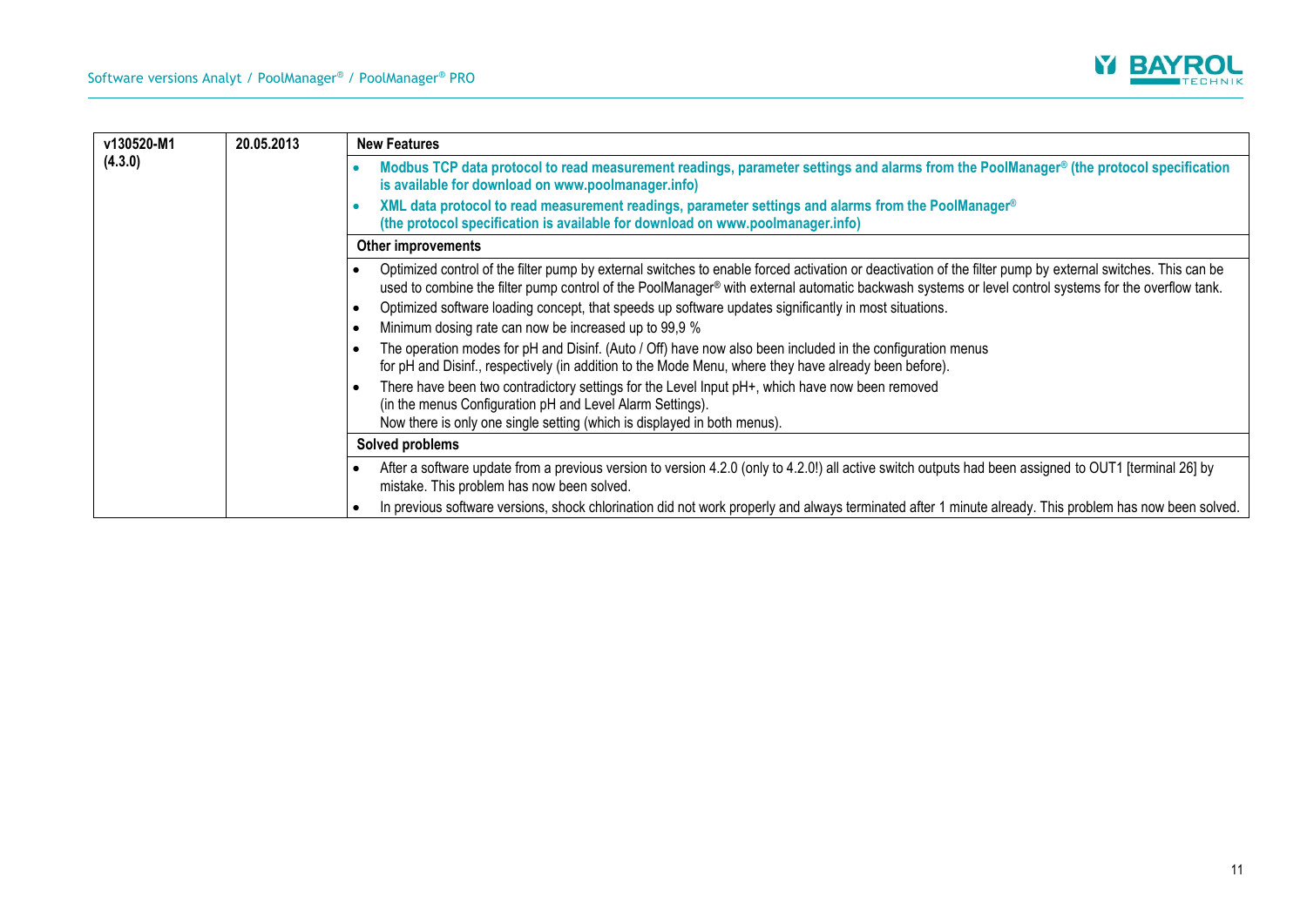| Version | Date | Changes |
|---|---|---|
| **v130520-M1 (4.3.0)** | **20.05.2013** | **New Features** |
| | | • **Modbus TCP data protocol to read measurement readings, parameter settings and alarms from the PoolManager® (the protocol specification is available for download on www.poolmanager.info)**<br>• **XML data protocol to read measurement readings, parameter settings and alarms from the PoolManager® (the protocol specification is available for download on www.poolmanager.info)** |
| | | **Other improvements** |
| | | • Optimized control of the filter pump by external switches to enable forced activation or deactivation of the filter pump by external switches. This can be used to combine the filter pump control of the PoolManager® with external automatic backwash systems or level control systems for the overflow tank.<br>• Optimized software loading concept, that speeds up software updates significantly in most situations.<br>• Minimum dosing rate can now be increased up to 99,9 %<br>• The operation modes for pH and Disinf. (Auto / Off) have now also been included in the configuration menus for pH and Disinf., respectively (in addition to the Mode Menu, where they have already been before).<br>• There have been two contradictory settings for the Level Input pH+, which have now been removed (in the menus Configuration pH and Level Alarm Settings). Now there is only one single setting (which is displayed in both menus). |
| | | **Solved problems** |
| | | • After a software update from a previous version to version 4.2.0 (only to 4.2.0!) all active switch outputs had been assigned to OUT1 [terminal 26] by mistake. This problem has now been solved.<br>• In previous software versions, shock chlorination did not work properly and always terminated after 1 minute already. This problem has now been solved. |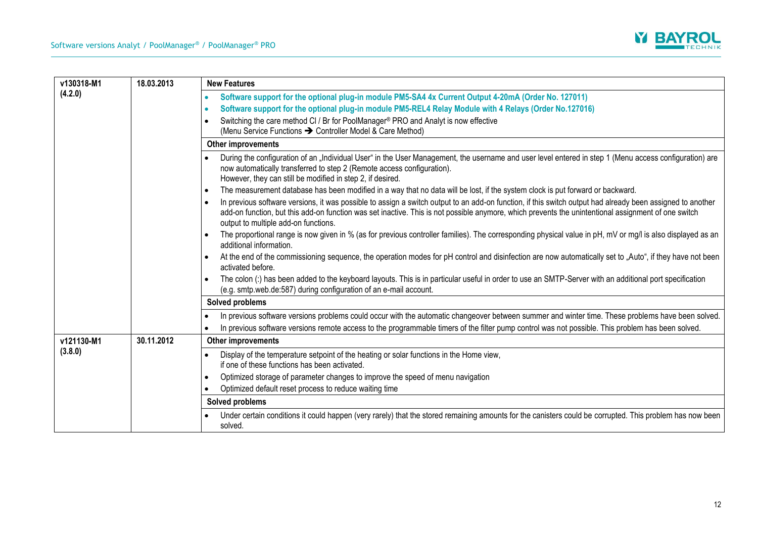| Version | Date | Changes |
|---|---|---|
| **v130318-M1 (4.2.0)** | **18.03.2013** | **New Features**<br>• **Software support for the optional plug-in module PM5-SA4 4x Current Output 4-20mA (Order No. 127011)**<br>• **Software support for the optional plug-in module PM5-REL4 Relay Module with 4 Relays (Order No.127016)**<br>• Switching the care method Cl / Br for PoolManager® PRO and Analyt is now effective (Menu Service Functions ➔ Controller Model & Care Method)<br>**Other improvements**<br>• During the configuration of an „Individual User" in the User Management, the username and user level entered in step 1 (Menu access configuration) are now automatically transferred to step 2 (Remote access configuration). However, they can still be modified in step 2, if desired.<br>• The measurement database has been modified in a way that no data will be lost, if the system clock is put forward or backward.<br>• In previous software versions, it was possible to assign a switch output to an add-on function, if this switch output had already been assigned to another add-on function, but this add-on function was set inactive. This is not possible anymore, which prevents the unintentional assignment of one switch output to multiple add-on functions.<br>• The proportional range is now given in % (as for previous controller families). The corresponding physical value in pH, mV or mg/l is also displayed as an additional information.<br>• At the end of the commissioning sequence, the operation modes for pH control and disinfection are now automatically set to „Auto", if they have not been activated before.<br>• The colon (:) has been added to the keyboard layouts. This is in particular useful in order to use an SMTP-Server with an additional port specification (e.g. smtp.web.de:587) during configuration of an e-mail account.<br>**Solved problems**<br>• In previous software versions problems could occur with the automatic changeover between summer and winter time. These problems have been solved.<br>• In previous software versions remote access to the programmable timers of the filter pump control was not possible. This problem has been solved. |
| **v121130-M1 (3.8.0)** | **30.11.2012** | **Other improvements**<br>• Display of the temperature setpoint of the heating or solar functions in the Home view, if one of these functions has been activated.<br>• Optimized storage of parameter changes to improve the speed of menu navigation<br>• Optimized default reset process to reduce waiting time<br>**Solved problems**<br>• Under certain conditions it could happen (very rarely) that the stored remaining amounts for the canisters could be corrupted. This problem has now been solved. |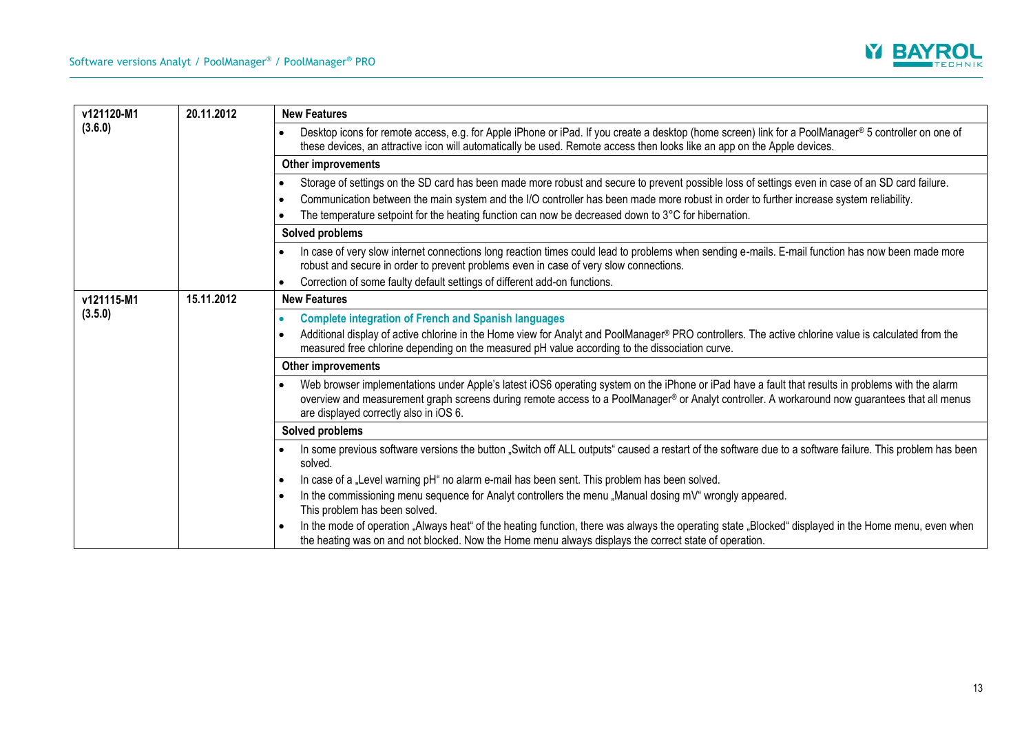| Version | Date | Changes |
|---|---|---|
| **v121120-M1 (3.6.0)** | **20.11.2012** | **New Features**<br>• Desktop icons for remote access, e.g. for Apple iPhone or iPad. If you create a desktop (home screen) link for a PoolManager® 5 controller on one of these devices, an attractive icon will automatically be used. Remote access then looks like an app on the Apple devices.<br>**Other improvements**<br>• Storage of settings on the SD card has been made more robust and secure to prevent possible loss of settings even in case of an SD card failure.<br>• Communication between the main system and the I/O controller has been made more robust in order to further increase system reliability.<br>• The temperature setpoint for the heating function can now be decreased down to 3°C for hibernation.<br>**Solved problems**<br>• In case of very slow internet connections long reaction times could lead to problems when sending e-mails. E-mail function has now been made more robust and secure in order to prevent problems even in case of very slow connections.<br>• Correction of some faulty default settings of different add-on functions. |
| **v121115-M1 (3.5.0)** | **15.11.2012** | **New Features**<br>• **Complete integration of French and Spanish languages**<br>• Additional display of active chlorine in the Home view for Analyt and PoolManager® PRO controllers. The active chlorine value is calculated from the measured free chlorine depending on the measured pH value according to the dissociation curve.<br>**Other improvements**<br>• Web browser implementations under Apple's latest iOS6 operating system on the iPhone or iPad have a fault that results in problems with the alarm overview and measurement graph screens during remote access to a PoolManager® or Analyt controller. A workaround now guarantees that all menus are displayed correctly also in iOS 6.<br>**Solved problems**<br>• In some previous software versions the button „Switch off ALL outputs" caused a restart of the software due to a software failure. This problem has been solved.<br>• In case of a „Level warning pH" no alarm e-mail has been sent. This problem has been solved.<br>• In the commissioning menu sequence for Analyt controllers the menu „Manual dosing mV" wrongly appeared. This problem has been solved.<br>• In the mode of operation „Always heat" of the heating function, there was always the operating state „Blocked" displayed in the Home menu, even when the heating was on and not blocked. Now the Home menu always displays the correct state of operation. |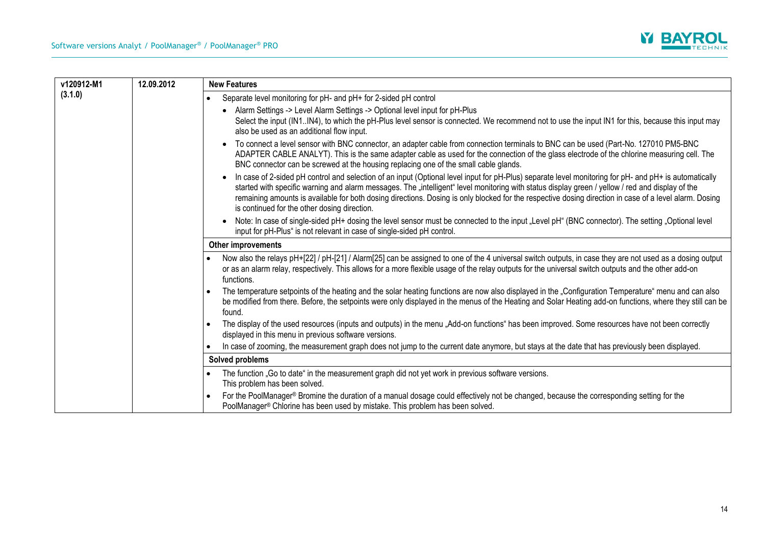| v120912-M1 (3.1.0) | 12.09.2012 | **New Features** |
|---|---|---|
| | | • Separate level monitoring for pH- and pH+ for 2-sided pH control<br>  • Alarm Settings -> Level Alarm Settings -> Optional level input for pH-Plus<br>  Select the input (IN1..IN4), to which the pH-Plus level sensor is connected. We recommend not to use the input IN1 for this, because this input may also be used as an additional flow input.<br>  • To connect a level sensor with BNC connector, an adapter cable from connection terminals to BNC can be used (Part-No. 127010 PM5-BNC ADAPTER CABLE ANALYT). This is the same adapter cable as used for the connection of the glass electrode of the chlorine measuring cell. The BNC connector can be screwed at the housing replacing one of the small cable glands.<br>  • In case of 2-sided pH control and selection of an input (Optional level input for pH-Plus) separate level monitoring for pH- and pH+ is automatically started with specific warning and alarm messages. The „intelligent" level monitoring with status display green / yellow / red and display of the remaining amounts is available for both dosing directions. Dosing is only blocked for the respective dosing direction in case of a level alarm. Dosing is continued for the other dosing direction.<br>  • Note: In case of single-sided pH+ dosing the level sensor must be connected to the input „Level pH" (BNC connector). The setting „Optional level input for pH-Plus" is not relevant in case of single-sided pH control. |
| | | **Other improvements** |
| | | • Now also the relays pH+[22] / pH-[21] / Alarm[25] can be assigned to one of the 4 universal switch outputs, in case they are not used as a dosing output or as an alarm relay, respectively. This allows for a more flexible usage of the relay outputs for the universal switch outputs and the other add-on functions.<br>• The temperature setpoints of the heating and the solar heating functions are now also displayed in the „Configuration Temperature" menu and can also be modified from there. Before, the setpoints were only displayed in the menus of the Heating and Solar Heating add-on functions, where they still can be found.<br>• The display of the used resources (inputs and outputs) in the menu „Add-on functions" has been improved. Some resources have not been correctly displayed in this menu in previous software versions.<br>• In case of zooming, the measurement graph does not jump to the current date anymore, but stays at the date that has previously been displayed. |
| | | **Solved problems** |
| | | • The function „Go to date" in the measurement graph did not yet work in previous software versions.<br>This problem has been solved.<br>• For the PoolManager® Bromine the duration of a manual dosage could effectively not be changed, because the corresponding setting for the PoolManager® Chlorine has been used by mistake. This problem has been solved. |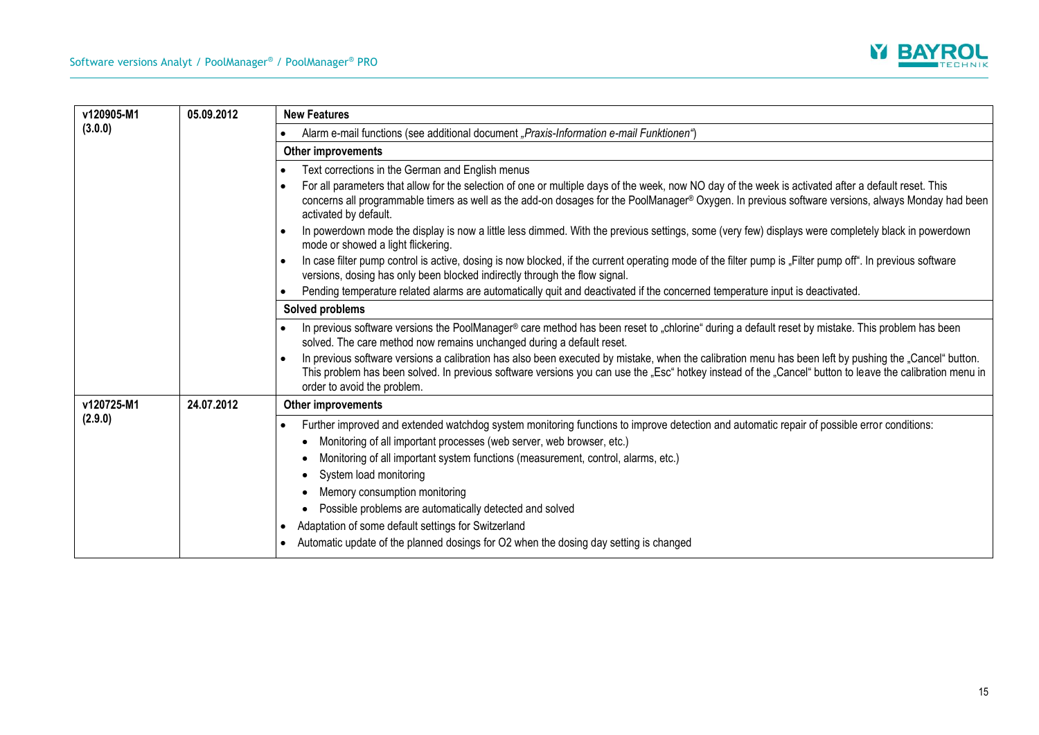| | | |
|---|---|---|
| **v120905-M1 (3.0.0)** | **05.09.2012** | **New Features**<br>• Alarm e-mail functions (see additional document *„Praxis-Information e-mail Funktionen"*)<br>**Other improvements**<br>• Text corrections in the German and English menus<br>• For all parameters that allow for the selection of one or multiple days of the week, now NO day of the week is activated after a default reset. This concerns all programmable timers as well as the add-on dosages for the PoolManager® Oxygen. In previous software versions, always Monday had been activated by default.<br>• In powerdown mode the display is now a little less dimmed. With the previous settings, some (very few) displays were completely black in powerdown mode or showed a light flickering.<br>• In case filter pump control is active, dosing is now blocked, if the current operating mode of the filter pump is „Filter pump off". In previous software versions, dosing has only been blocked indirectly through the flow signal.<br>• Pending temperature related alarms are automatically quit and deactivated if the concerned temperature input is deactivated.<br>**Solved problems**<br>• In previous software versions the PoolManager® care method has been reset to „chlorine" during a default reset by mistake. This problem has been solved. The care method now remains unchanged during a default reset.<br>• In previous software versions a calibration has also been executed by mistake, when the calibration menu has been left by pushing the „Cancel" button. This problem has been solved. In previous software versions you can use the „Esc" hotkey instead of the „Cancel" button to leave the calibration menu in order to avoid the problem. |
| **v120725-M1 (2.9.0)** | **24.07.2012** | **Other improvements**<br>• Further improved and extended watchdog system monitoring functions to improve detection and automatic repair of possible error conditions:<br>&nbsp;&nbsp;• Monitoring of all important processes (web server, web browser, etc.)<br>&nbsp;&nbsp;• Monitoring of all important system functions (measurement, control, alarms, etc.)<br>&nbsp;&nbsp;• System load monitoring<br>&nbsp;&nbsp;• Memory consumption monitoring<br>&nbsp;&nbsp;• Possible problems are automatically detected and solved<br>• Adaptation of some default settings for Switzerland<br>• Automatic update of the planned dosings for O2 when the dosing day setting is changed |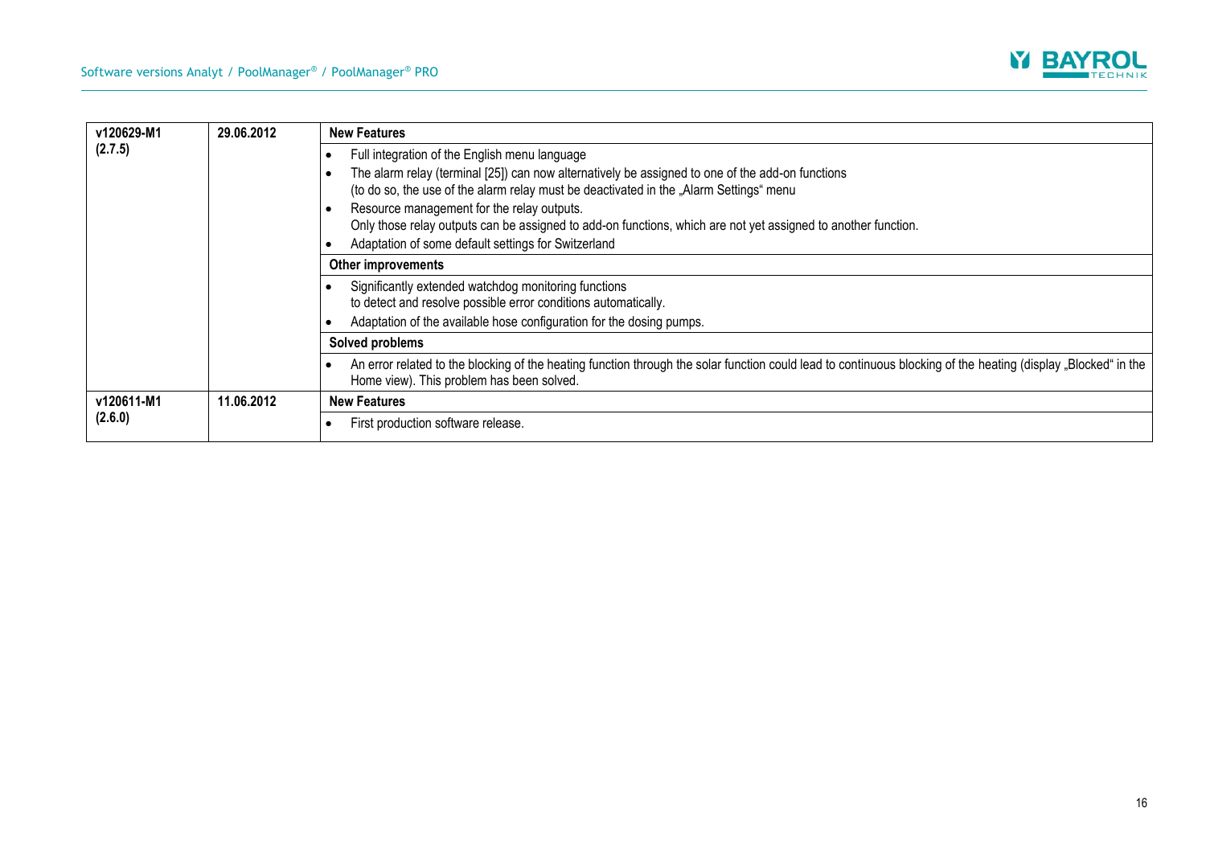| | | |
|---|---|---|
| **v120629-M1 (2.7.5)** | **29.06.2012** | **New Features** |
| | | • Full integration of the English menu language<br>• The alarm relay (terminal [25]) can now alternatively be assigned to one of the add-on functions (to do so, the use of the alarm relay must be deactivated in the „Alarm Settings" menu<br>• Resource management for the relay outputs. Only those relay outputs can be assigned to add-on functions, which are not yet assigned to another function.<br>• Adaptation of some default settings for Switzerland |
| | | **Other improvements** |
| | | • Significantly extended watchdog monitoring functions to detect and resolve possible error conditions automatically.<br>• Adaptation of the available hose configuration for the dosing pumps. |
| | | **Solved problems** |
| | | • An error related to the blocking of the heating function through the solar function could lead to continuous blocking of the heating (display „Blocked" in the Home view). This problem has been solved. |
| **v120611-M1 (2.6.0)** | **11.06.2012** | **New Features** |
| | | • First production software release. |